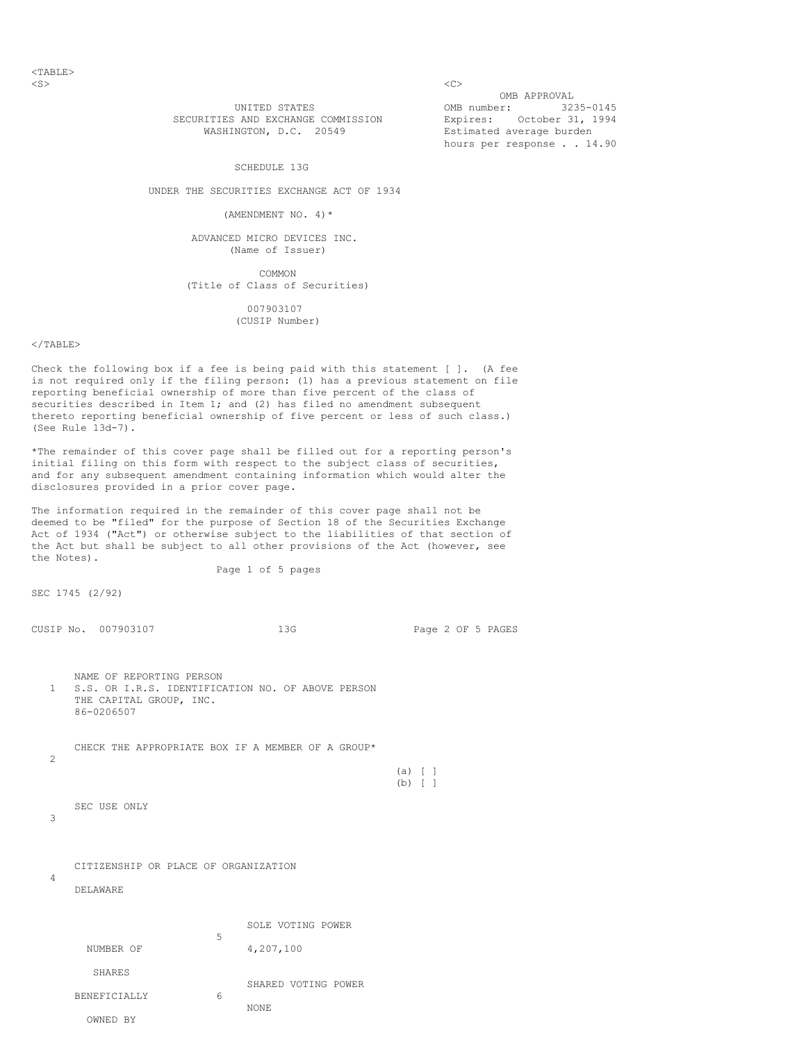OMB APPROVAL
OMB number: 3235-0145
Expires: October 31, 1994
Estimated average burden
hours per response . . 14.90

UNITED STATES
SECURITIES AND EXCHANGE COMMISSION
WASHINGTON, D.C. 20549

# SCHEDULE 13G

UNDER THE SECURITIES EXCHANGE ACT OF 1934

(AMENDMENT NO. 4)*

ADVANCED MICRO DEVICES INC.
(Name of Issuer)

COMMON
(Title of Class of Securities)

007903107
(CUSIP Number)

Check the following box if a fee is being paid with this statement [ ]. (A fee is not required only if the filing person: (1) has a previous statement on file reporting beneficial ownership of more than five percent of the class of securities described in Item 1; and (2) has filed no amendment subsequent thereto reporting beneficial ownership of five percent or less of such class.) (See Rule 13d-7).

*The remainder of this cover page shall be filled out for a reporting person's initial filing on this form with respect to the subject class of securities, and for any subsequent amendment containing information which would alter the disclosures provided in a prior cover page.

The information required in the remainder of this cover page shall not be deemed to be "filed" for the purpose of Section 18 of the Securities Exchange Act of 1934 ("Act") or otherwise subject to the liabilities of that section of the Act but shall be subject to all other provisions of the Act (however, see the Notes).

SEC 1745 (2/92)

CUSIP No. 007903107 13G

1. NAME OF REPORTING PERSON
S.S. OR I.R.S. IDENTIFICATION NO. OF ABOVE PERSON
THE CAPITAL GROUP, INC.
86-0206507

2. CHECK THE APPROPRIATE BOX IF A MEMBER OF A GROUP*
(a) [ ]
(b) [ ]

3. SEC USE ONLY

4. CITIZENSHIP OR PLACE OF ORGANIZATION
DELAWARE

| NUMBER OF SHARES BENEFICIALLY OWNED BY | | |
|---|---|---|
| | 5 | SOLE VOTING POWER<br>4,207,100 |
| | 6 | SHARED VOTING POWER<br>NONE |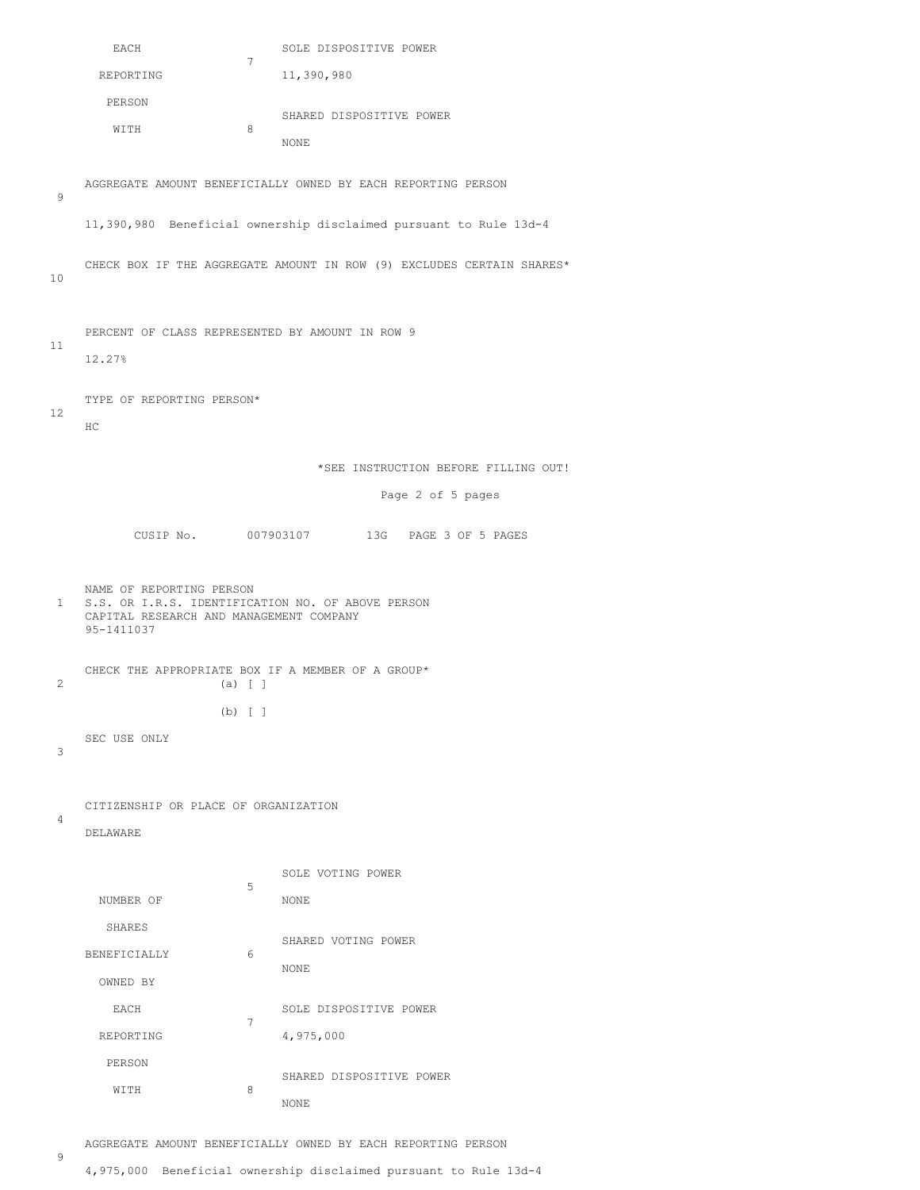| | | | |
|---|---|---|---|
| EACH REPORTING PERSON WITH | 7 | SOLE DISPOSITIVE POWER | 11,390,980 |
| | 8 | SHARED DISPOSITIVE POWER | NONE |

| | |
|---|---|
| 9 | AGGREGATE AMOUNT BENEFICIALLY OWNED BY EACH REPORTING PERSON<br>11,390,980 Beneficial ownership disclaimed pursuant to Rule 13d-4 |
| 10 | CHECK BOX IF THE AGGREGATE AMOUNT IN ROW (9) EXCLUDES CERTAIN SHARES* |
| 11 | PERCENT OF CLASS REPRESENTED BY AMOUNT IN ROW 9<br>12.27% |
| 12 | TYPE OF REPORTING PERSON*<br>HC |

*SEE INSTRUCTION BEFORE FILLING OUT!

CUSIP No. 007903107 13G

| | |
|---|---|
| 1 | NAME OF REPORTING PERSON<br>S.S. OR I.R.S. IDENTIFICATION NO. OF ABOVE PERSON<br>CAPITAL RESEARCH AND MANAGEMENT COMPANY<br>95-1411037 |
| 2 | CHECK THE APPROPRIATE BOX IF A MEMBER OF A GROUP*<br>(a) [ ]<br>(b) [ ] |
| 3 | SEC USE ONLY |
| 4 | CITIZENSHIP OR PLACE OF ORGANIZATION<br>DELAWARE |

| | | | |
|---|---|---|---|
| NUMBER OF SHARES BENEFICIALLY OWNED BY EACH REPORTING PERSON WITH | 5 | SOLE VOTING POWER | NONE |
| | 6 | SHARED VOTING POWER | NONE |
| | 7 | SOLE DISPOSITIVE POWER | 4,975,000 |
| | 8 | SHARED DISPOSITIVE POWER | NONE |

| | |
|---|---|
| 9 | AGGREGATE AMOUNT BENEFICIALLY OWNED BY EACH REPORTING PERSON<br>4,975,000 Beneficial ownership disclaimed pursuant to Rule 13d-4 |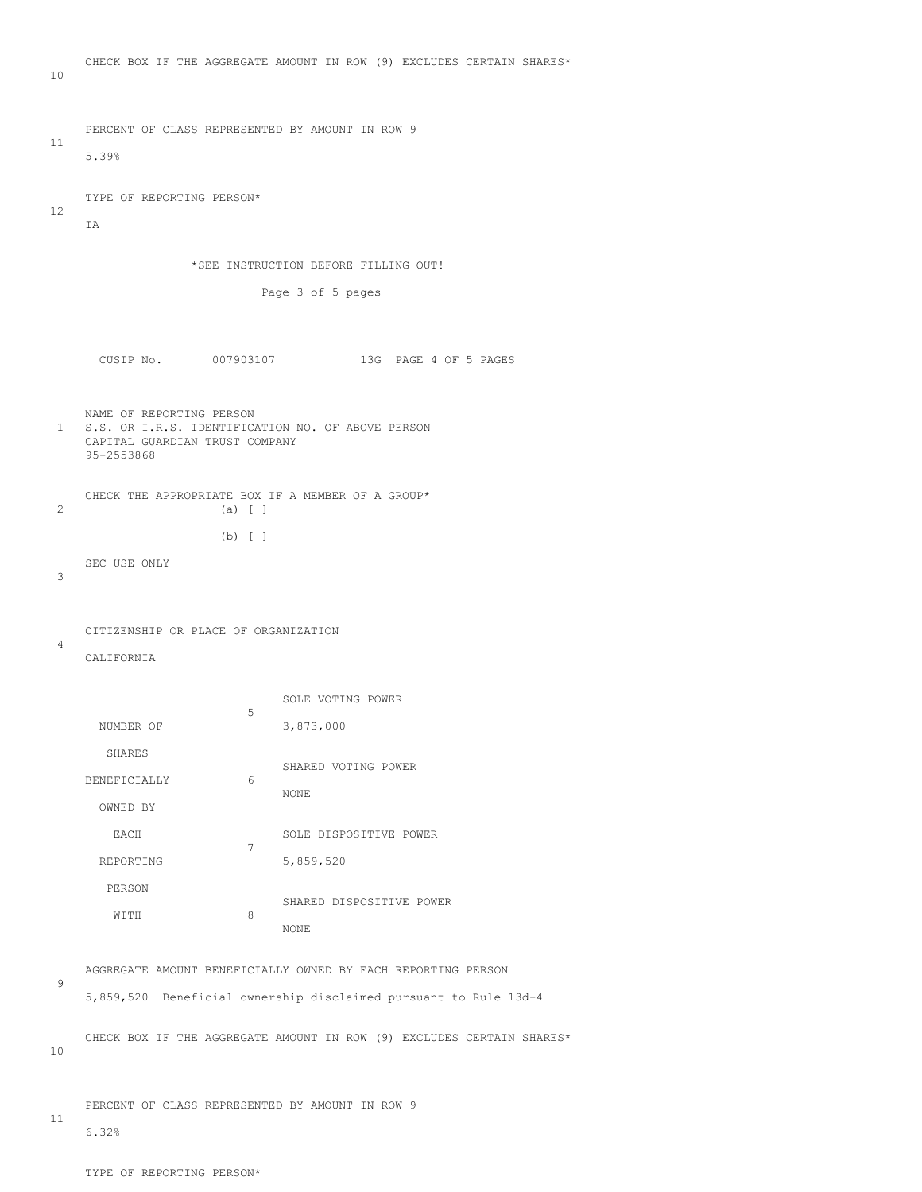| | |
|---|---|
| 10 | CHECK BOX IF THE AGGREGATE AMOUNT IN ROW (9) EXCLUDES CERTAIN SHARES* |
| 11 | PERCENT OF CLASS REPRESENTED BY AMOUNT IN ROW 9<br>5.39% |
| 12 | TYPE OF REPORTING PERSON*<br>IA |

*SEE INSTRUCTION BEFORE FILLING OUT!

CUSIP No. 007903107 13G

| | |
|---|---|
| 1 | NAME OF REPORTING PERSON<br>S.S. OR I.R.S. IDENTIFICATION NO. OF ABOVE PERSON<br>CAPITAL GUARDIAN TRUST COMPANY<br>95-2553868 |
| 2 | CHECK THE APPROPRIATE BOX IF A MEMBER OF A GROUP*<br>(a) [ ]<br>(b) [ ] |
| 3 | SEC USE ONLY |
| 4 | CITIZENSHIP OR PLACE OF ORGANIZATION<br>CALIFORNIA |

| NUMBER OF SHARES BENEFICIALLY OWNED BY EACH REPORTING PERSON WITH | | |
|---|---|---|
| | 5 | SOLE VOTING POWER<br>3,873,000 |
| | 6 | SHARED VOTING POWER<br>NONE |
| | 7 | SOLE DISPOSITIVE POWER<br>5,859,520 |
| | 8 | SHARED DISPOSITIVE POWER<br>NONE |

| | |
|---|---|
| 9 | AGGREGATE AMOUNT BENEFICIALLY OWNED BY EACH REPORTING PERSON<br>5,859,520 Beneficial ownership disclaimed pursuant to Rule 13d-4 |
| 10 | CHECK BOX IF THE AGGREGATE AMOUNT IN ROW (9) EXCLUDES CERTAIN SHARES* |
| 11 | PERCENT OF CLASS REPRESENTED BY AMOUNT IN ROW 9<br>6.32% |
| | TYPE OF REPORTING PERSON* |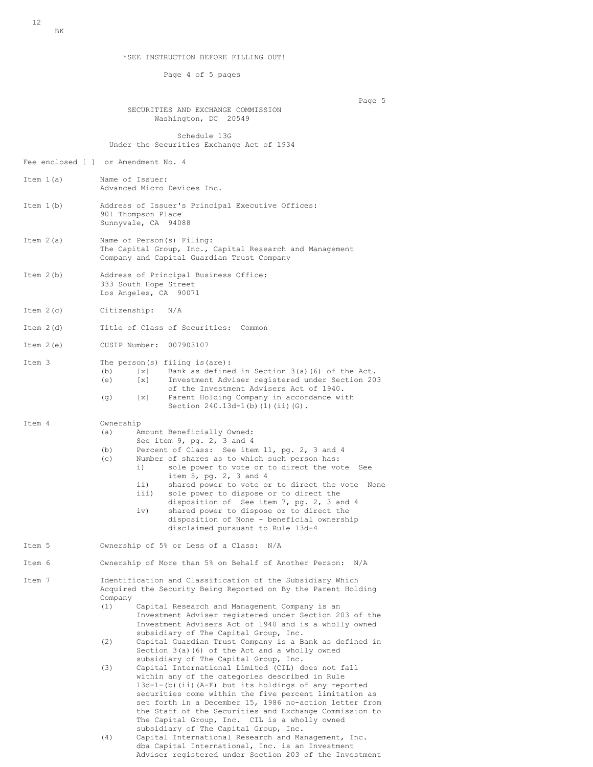12
BK

*SEE INSTRUCTION BEFORE FILLING OUT!

SECURITIES AND EXCHANGE COMMISSION
Washington, DC 20549

Schedule 13G
Under the Securities Exchange Act of 1934

Fee enclosed [ ] or Amendment No. 4

Item 1(a) Name of Issuer:
Advanced Micro Devices Inc.

Item 1(b) Address of Issuer's Principal Executive Offices:
901 Thompson Place
Sunnyvale, CA 94088

Item 2(a) Name of Person(s) Filing:
The Capital Group, Inc., Capital Research and Management Company and Capital Guardian Trust Company

Item 2(b) Address of Principal Business Office:
333 South Hope Street
Los Angeles, CA 90071

Item 2(c) Citizenship: N/A

Item 2(d) Title of Class of Securities: Common

Item 2(e) CUSIP Number: 007903107

Item 3 The person(s) filing is(are):
- (b) [x] Bank as defined in Section 3(a)(6) of the Act.
- (e) [x] Investment Adviser registered under Section 203 of the Investment Advisers Act of 1940.
- (g) [x] Parent Holding Company in accordance with Section 240.13d-1(b)(1)(ii)(G).

Item 4 Ownership
- (a) Amount Beneficially Owned: See item 9, pg. 2, 3 and 4
- (b) Percent of Class: See item 11, pg. 2, 3 and 4
- (c) Number of shares as to which such person has:
  - i) sole power to vote or to direct the vote See item 5, pg. 2, 3 and 4
  - ii) shared power to vote or to direct the vote None
  - iii) sole power to dispose or to direct the disposition of See item 7, pg. 2, 3 and 4
  - iv) shared power to dispose or to direct the disposition of None - beneficial ownership disclaimed pursuant to Rule 13d-4

Item 5 Ownership of 5% or Less of a Class: N/A

Item 6 Ownership of More than 5% on Behalf of Another Person: N/A

Item 7 Identification and Classification of the Subsidiary Which Acquired the Security Being Reported on By the Parent Holding Company
- (1) Capital Research and Management Company is an Investment Adviser registered under Section 203 of the Investment Advisers Act of 1940 and is a wholly owned subsidiary of The Capital Group, Inc.
- (2) Capital Guardian Trust Company is a Bank as defined in Section 3(a)(6) of the Act and a wholly owned subsidiary of The Capital Group, Inc.
- (3) Capital International Limited (CIL) does not fall within any of the categories described in Rule 13d-1-(b)(ii)(A-F) but its holdings of any reported securities come within the five percent limitation as set forth in a December 15, 1986 no-action letter from the Staff of the Securities and Exchange Commission to The Capital Group, Inc. CIL is a wholly owned subsidiary of The Capital Group, Inc.
- (4) Capital International Research and Management, Inc. dba Capital International, Inc. is an Investment Adviser registered under Section 203 of the Investment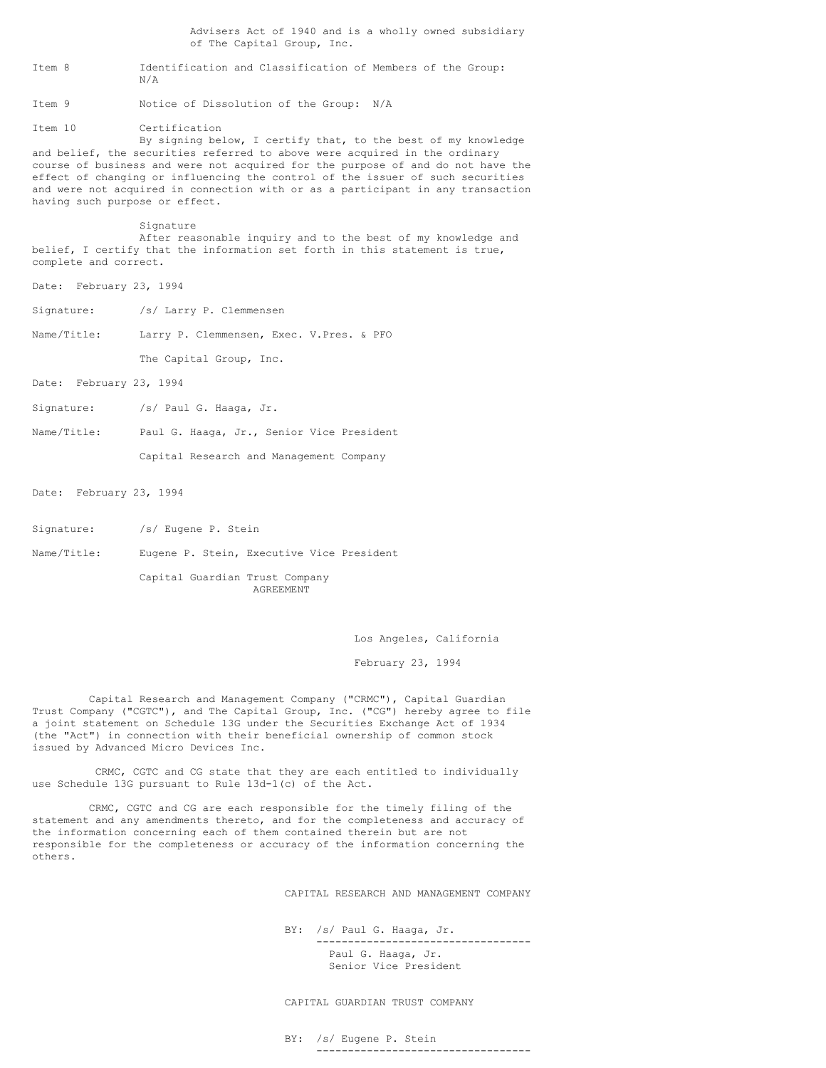Advisers Act of 1940 and is a wholly owned subsidiary of The Capital Group, Inc.

Item 8 Identification and Classification of Members of the Group: N/A

Item 9 Notice of Dissolution of the Group: N/A

Item 10 Certification

By signing below, I certify that, to the best of my knowledge and belief, the securities referred to above were acquired in the ordinary course of business and were not acquired for the purpose of and do not have the effect of changing or influencing the control of the issuer of such securities and were not acquired in connection with or as a participant in any transaction having such purpose or effect.

Signature

After reasonable inquiry and to the best of my knowledge and belief, I certify that the information set forth in this statement is true, complete and correct.

Date: February 23, 1994

Signature: /s/ Larry P. Clemmensen

Name/Title: Larry P. Clemmensen, Exec. V.Pres. & PFO

The Capital Group, Inc.

Date: February 23, 1994

Signature: /s/ Paul G. Haaga, Jr.

Name/Title: Paul G. Haaga, Jr., Senior Vice President

Capital Research and Management Company

Date: February 23, 1994

Signature: /s/ Eugene P. Stein

Name/Title: Eugene P. Stein, Executive Vice President

Capital Guardian Trust Company

AGREEMENT

Los Angeles, California

February 23, 1994

Capital Research and Management Company ("CRMC"), Capital Guardian Trust Company ("CGTC"), and The Capital Group, Inc. ("CG") hereby agree to file a joint statement on Schedule 13G under the Securities Exchange Act of 1934 (the "Act") in connection with their beneficial ownership of common stock issued by Advanced Micro Devices Inc.

CRMC, CGTC and CG state that they are each entitled to individually use Schedule 13G pursuant to Rule 13d-1(c) of the Act.

CRMC, CGTC and CG are each responsible for the timely filing of the statement and any amendments thereto, and for the completeness and accuracy of the information concerning each of them contained therein but are not responsible for the completeness or accuracy of the information concerning the others.

CAPITAL RESEARCH AND MANAGEMENT COMPANY

BY: /s/ Paul G. Haaga, Jr.

Paul G. Haaga, Jr.
Senior Vice President

CAPITAL GUARDIAN TRUST COMPANY

BY: /s/ Eugene P. Stein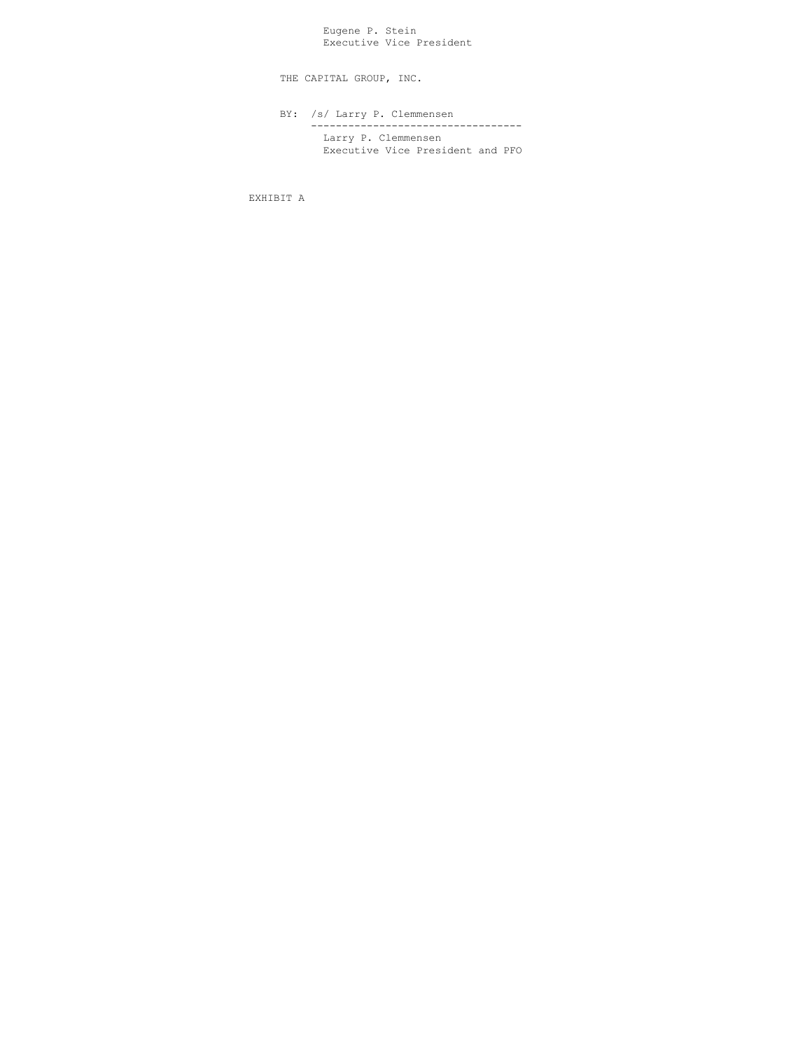Eugene P. Stein
Executive Vice President

THE CAPITAL GROUP, INC.

BY: /s/ Larry P. Clemmensen
----------------------------------
Larry P. Clemmensen
Executive Vice President and PFO

EXHIBIT A